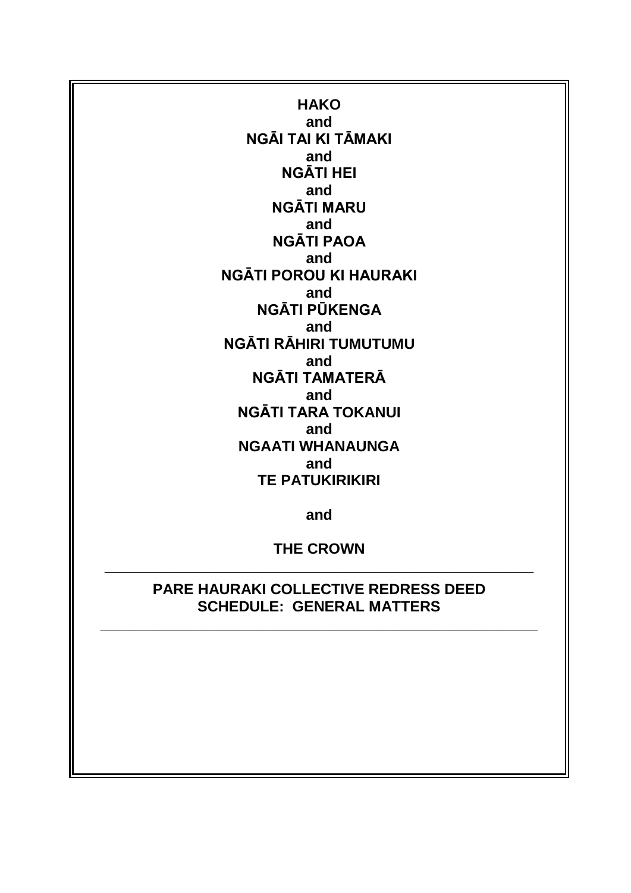**HAKO**

**and**

**NGĀI TAI KI TĀMAKI**

**and**

**NGĀTI HEI**

**and**

**NGĀTI MARU**

**and**

**NGĀTI PAOA**

**and**

**NGĀTI POROU KI HAURAKI**

**and**

**NGĀTI PŪKENGA**

**and**

**NGĀTI RĀHIRI TUMUTUMU**

**and**

**NGĀTI TAMATERĀ**

**and**

**NGĀTI TARA TOKANUI**

**and**

**NGAATI WHANAUNGA**

**and**

**TE PATUKIRIKIRI**

**and**

**THE CROWN**

---

# PARE HAURAKI COLLECTIVE REDRESS DEED
# SCHEDULE: GENERAL MATTERS

---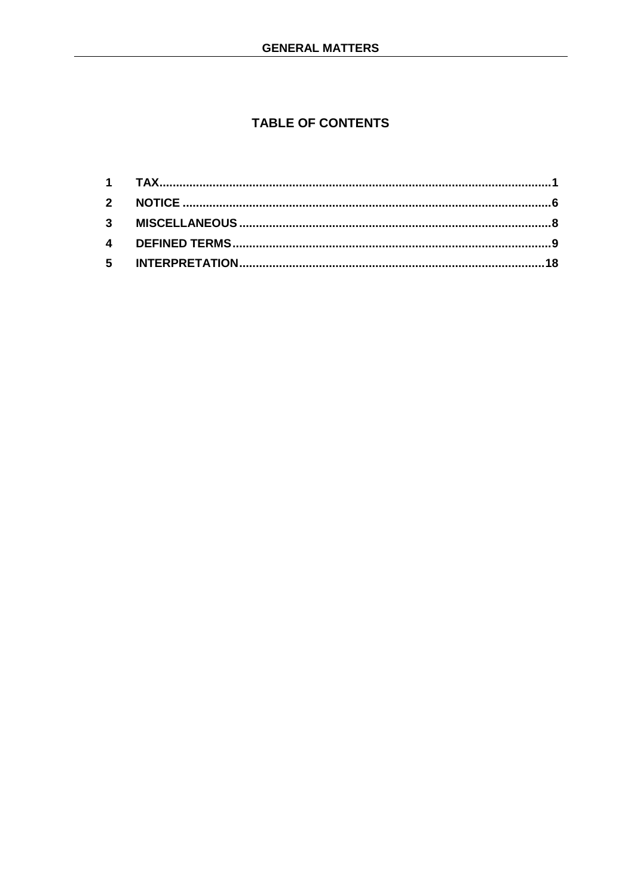# TABLE OF CONTENTS

| | | |
|---|---|---|
| 1 | TAX | 1 |
| 2 | NOTICE | 6 |
| 3 | MISCELLANEOUS | 8 |
| 4 | DEFINED TERMS | 9 |
| 5 | INTERPRETATION | 18 |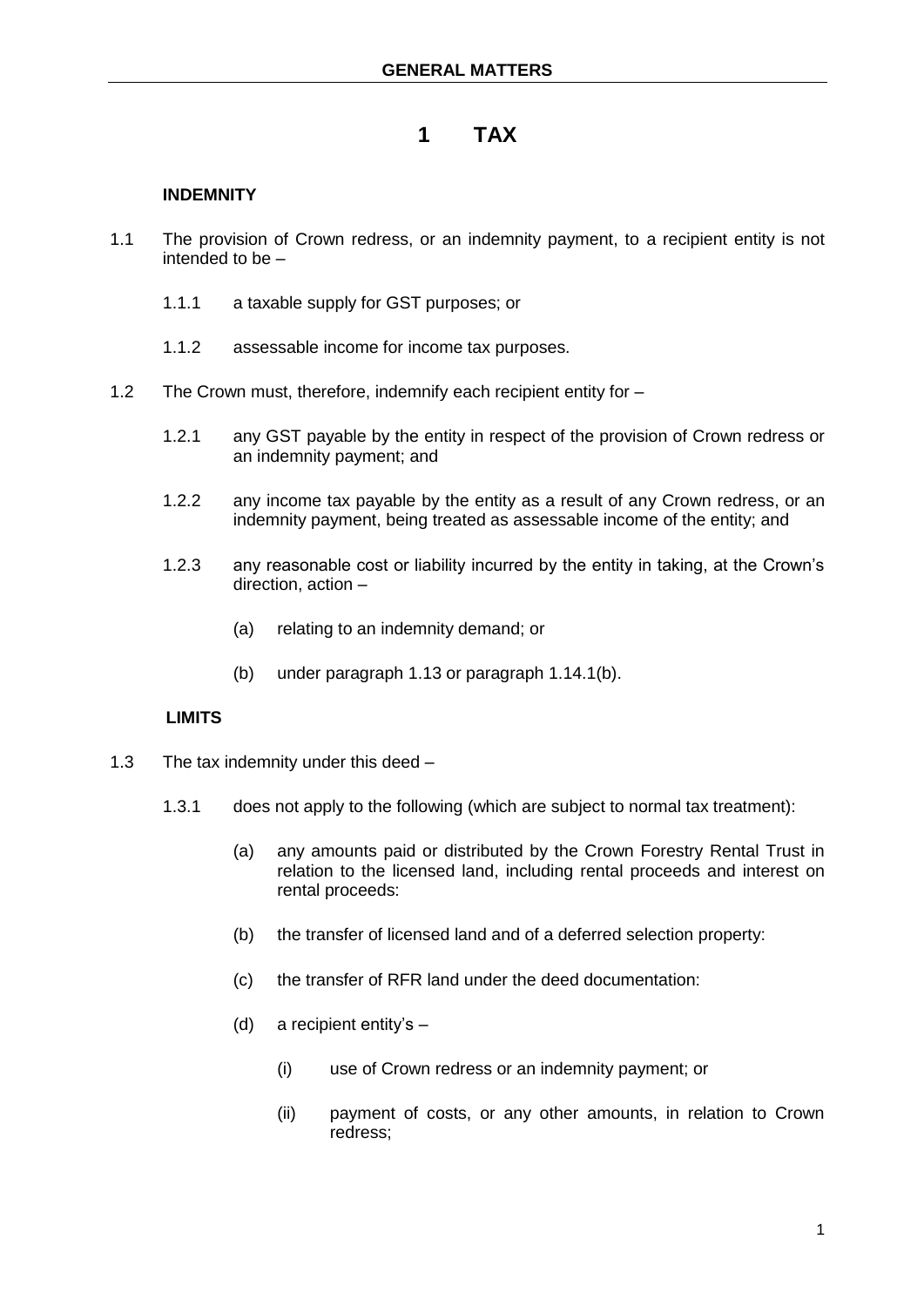# 1 TAX

**INDEMNITY**

1.1 The provision of Crown redress, or an indemnity payment, to a recipient entity is not intended to be –

1.1.1 a taxable supply for GST purposes; or

1.1.2 assessable income for income tax purposes.

1.2 The Crown must, therefore, indemnify each recipient entity for –

1.2.1 any GST payable by the entity in respect of the provision of Crown redress or an indemnity payment; and

1.2.2 any income tax payable by the entity as a result of any Crown redress, or an indemnity payment, being treated as assessable income of the entity; and

1.2.3 any reasonable cost or liability incurred by the entity in taking, at the Crown's direction, action –

(a) relating to an indemnity demand; or

(b) under paragraph 1.13 or paragraph 1.14.1(b).

**LIMITS**

1.3 The tax indemnity under this deed –

1.3.1 does not apply to the following (which are subject to normal tax treatment):

(a) any amounts paid or distributed by the Crown Forestry Rental Trust in relation to the licensed land, including rental proceeds and interest on rental proceeds:

(b) the transfer of licensed land and of a deferred selection property:

(c) the transfer of RFR land under the deed documentation:

(d) a recipient entity's –

(i) use of Crown redress or an indemnity payment; or

(ii) payment of costs, or any other amounts, in relation to Crown redress;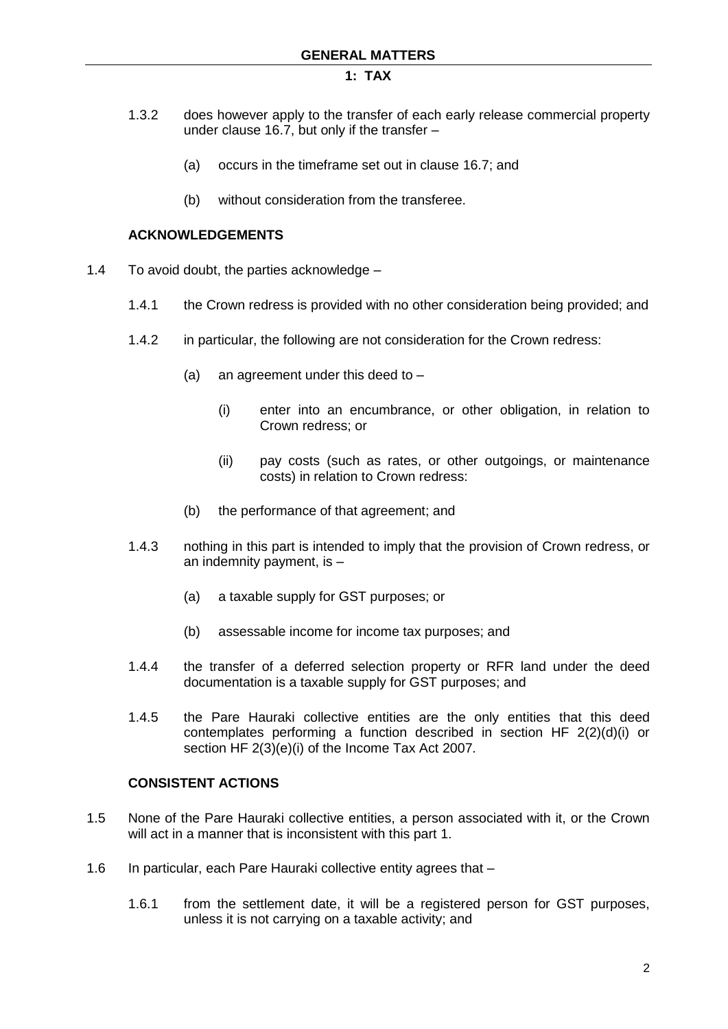1.3.2 does however apply to the transfer of each early release commercial property under clause 16.7, but only if the transfer –

(a) occurs in the timeframe set out in clause 16.7; and

(b) without consideration from the transferee.

### ACKNOWLEDGEMENTS

1.4 To avoid doubt, the parties acknowledge –

1.4.1 the Crown redress is provided with no other consideration being provided; and

1.4.2 in particular, the following are not consideration for the Crown redress:

(a) an agreement under this deed to –

(i) enter into an encumbrance, or other obligation, in relation to Crown redress; or

(ii) pay costs (such as rates, or other outgoings, or maintenance costs) in relation to Crown redress:

(b) the performance of that agreement; and

1.4.3 nothing in this part is intended to imply that the provision of Crown redress, or an indemnity payment, is –

(a) a taxable supply for GST purposes; or

(b) assessable income for income tax purposes; and

1.4.4 the transfer of a deferred selection property or RFR land under the deed documentation is a taxable supply for GST purposes; and

1.4.5 the Pare Hauraki collective entities are the only entities that this deed contemplates performing a function described in section HF 2(2)(d)(i) or section HF 2(3)(e)(i) of the Income Tax Act 2007.

### CONSISTENT ACTIONS

1.5 None of the Pare Hauraki collective entities, a person associated with it, or the Crown will act in a manner that is inconsistent with this part 1.

1.6 In particular, each Pare Hauraki collective entity agrees that –

1.6.1 from the settlement date, it will be a registered person for GST purposes, unless it is not carrying on a taxable activity; and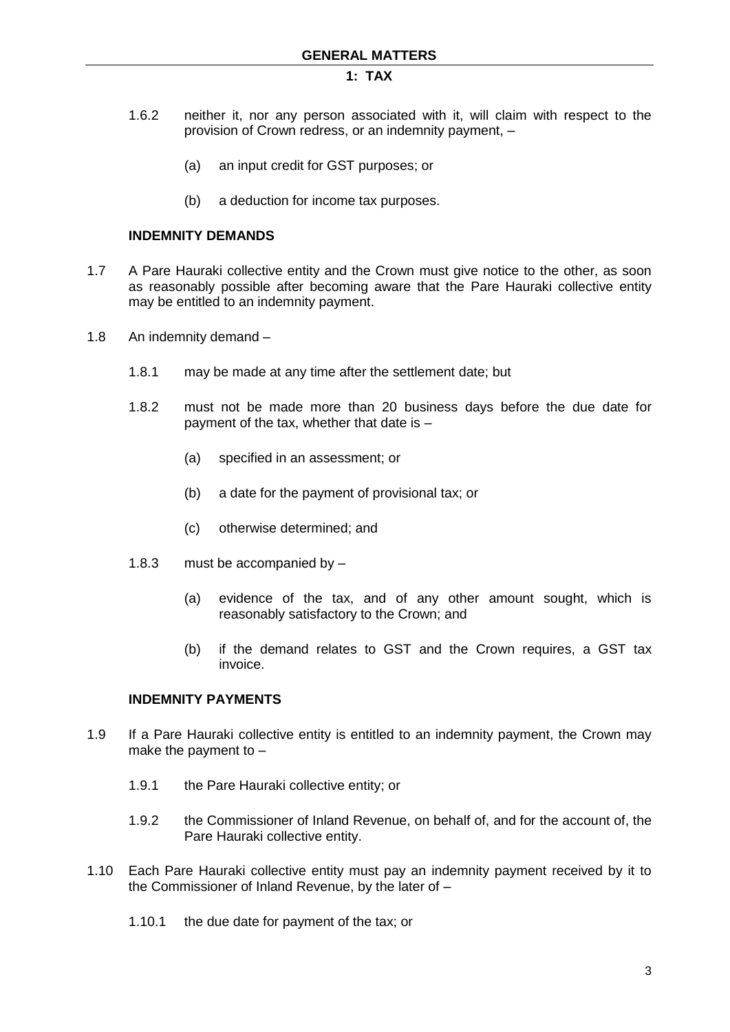1.6.2 neither it, nor any person associated with it, will claim with respect to the provision of Crown redress, or an indemnity payment, –

(a) an input credit for GST purposes; or

(b) a deduction for income tax purposes.

**INDEMNITY DEMANDS**

1.7 A Pare Hauraki collective entity and the Crown must give notice to the other, as soon as reasonably possible after becoming aware that the Pare Hauraki collective entity may be entitled to an indemnity payment.

1.8 An indemnity demand –

1.8.1 may be made at any time after the settlement date; but

1.8.2 must not be made more than 20 business days before the due date for payment of the tax, whether that date is –

(a) specified in an assessment; or

(b) a date for the payment of provisional tax; or

(c) otherwise determined; and

1.8.3 must be accompanied by –

(a) evidence of the tax, and of any other amount sought, which is reasonably satisfactory to the Crown; and

(b) if the demand relates to GST and the Crown requires, a GST tax invoice.

**INDEMNITY PAYMENTS**

1.9 If a Pare Hauraki collective entity is entitled to an indemnity payment, the Crown may make the payment to –

1.9.1 the Pare Hauraki collective entity; or

1.9.2 the Commissioner of Inland Revenue, on behalf of, and for the account of, the Pare Hauraki collective entity.

1.10 Each Pare Hauraki collective entity must pay an indemnity payment received by it to the Commissioner of Inland Revenue, by the later of –

1.10.1 the due date for payment of the tax; or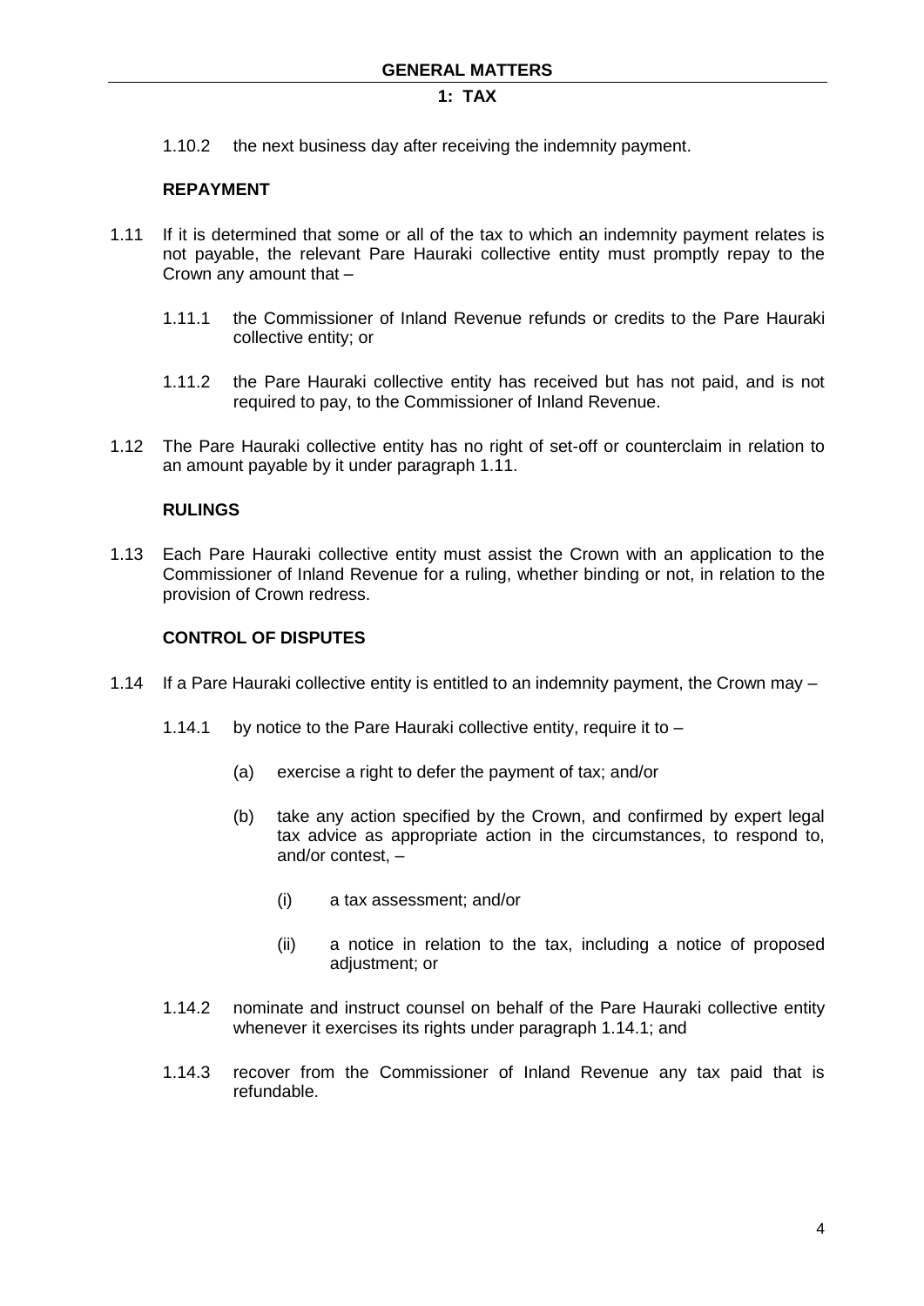1.10.2 the next business day after receiving the indemnity payment.

**REPAYMENT**

1.11 If it is determined that some or all of the tax to which an indemnity payment relates is not payable, the relevant Pare Hauraki collective entity must promptly repay to the Crown any amount that –

1.11.1 the Commissioner of Inland Revenue refunds or credits to the Pare Hauraki collective entity; or

1.11.2 the Pare Hauraki collective entity has received but has not paid, and is not required to pay, to the Commissioner of Inland Revenue.

1.12 The Pare Hauraki collective entity has no right of set-off or counterclaim in relation to an amount payable by it under paragraph 1.11.

**RULINGS**

1.13 Each Pare Hauraki collective entity must assist the Crown with an application to the Commissioner of Inland Revenue for a ruling, whether binding or not, in relation to the provision of Crown redress.

**CONTROL OF DISPUTES**

1.14 If a Pare Hauraki collective entity is entitled to an indemnity payment, the Crown may –

1.14.1 by notice to the Pare Hauraki collective entity, require it to –

(a) exercise a right to defer the payment of tax; and/or

(b) take any action specified by the Crown, and confirmed by expert legal tax advice as appropriate action in the circumstances, to respond to, and/or contest, –

(i) a tax assessment; and/or

(ii) a notice in relation to the tax, including a notice of proposed adjustment; or

1.14.2 nominate and instruct counsel on behalf of the Pare Hauraki collective entity whenever it exercises its rights under paragraph 1.14.1; and

1.14.3 recover from the Commissioner of Inland Revenue any tax paid that is refundable.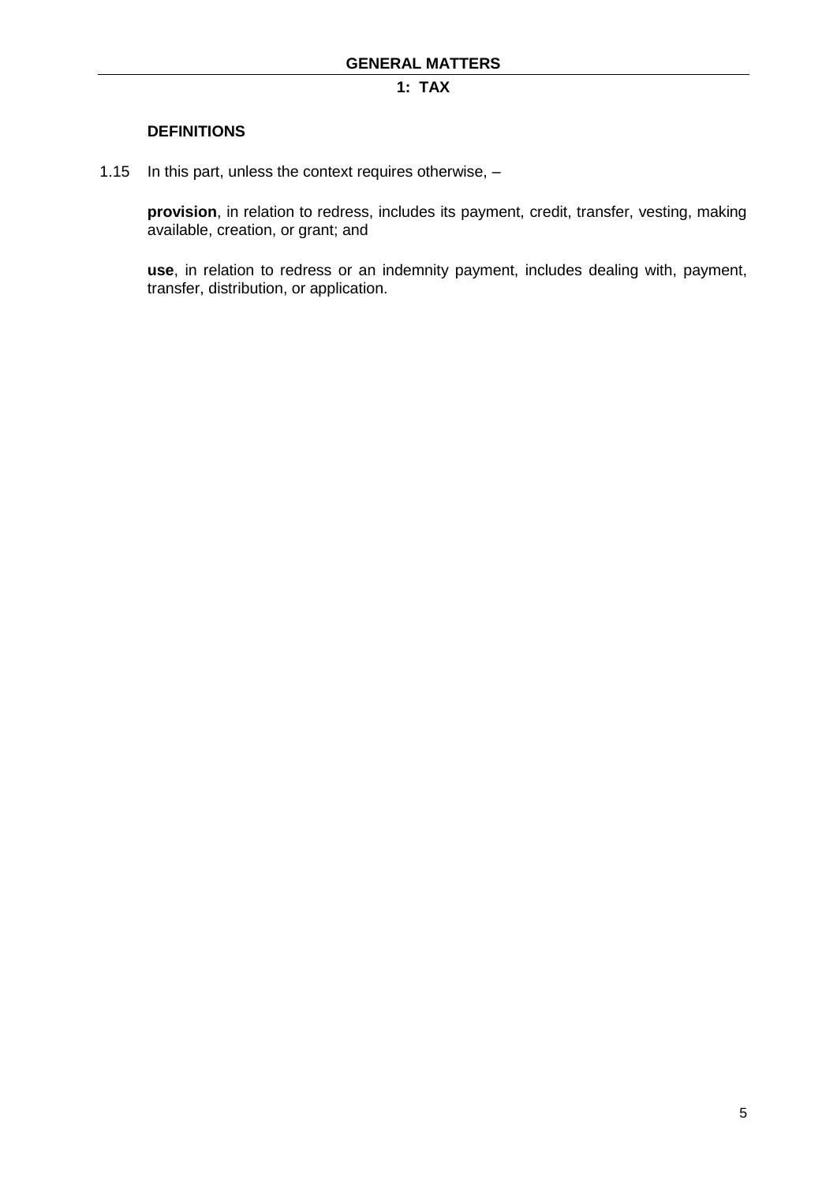# GENERAL MATTERS

## 1: TAX

### DEFINITIONS

1.15 In this part, unless the context requires otherwise, –

**provision**, in relation to redress, includes its payment, credit, transfer, vesting, making available, creation, or grant; and

**use**, in relation to redress or an indemnity payment, includes dealing with, payment, transfer, distribution, or application.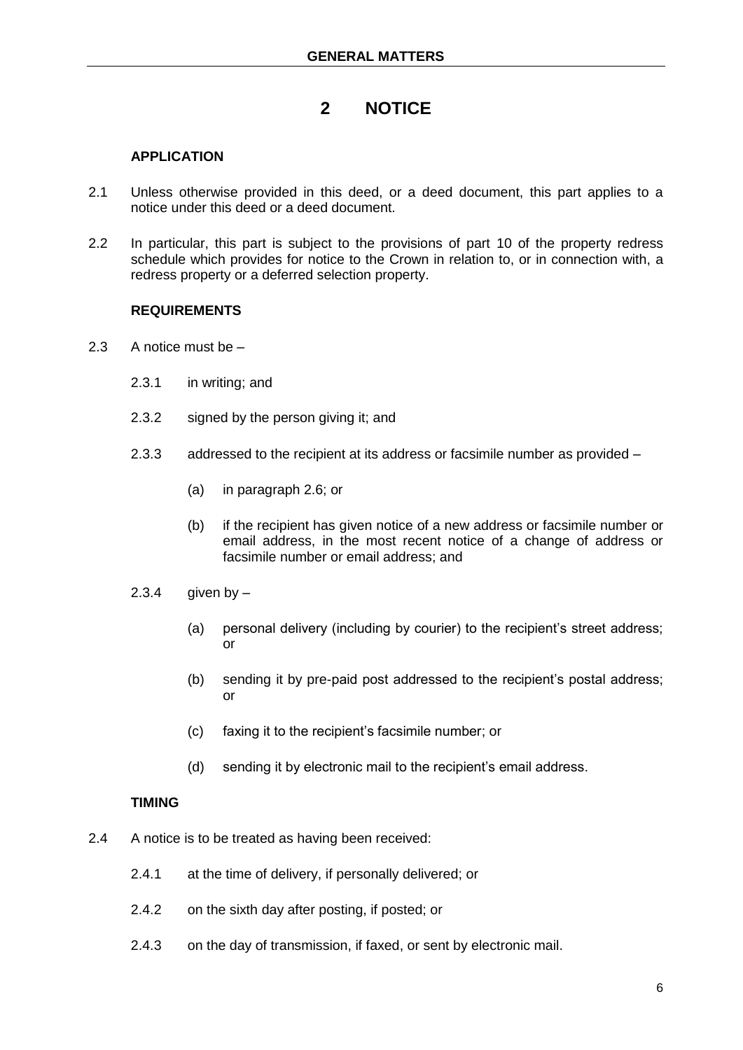# 2 NOTICE

### APPLICATION

2.1 Unless otherwise provided in this deed, or a deed document, this part applies to a notice under this deed or a deed document.

2.2 In particular, this part is subject to the provisions of part 10 of the property redress schedule which provides for notice to the Crown in relation to, or in connection with, a redress property or a deferred selection property.

### REQUIREMENTS

2.3 A notice must be –

- 2.3.1 in writing; and
- 2.3.2 signed by the person giving it; and
- 2.3.3 addressed to the recipient at its address or facsimile number as provided –
  - (a) in paragraph 2.6; or
  - (b) if the recipient has given notice of a new address or facsimile number or email address, in the most recent notice of a change of address or facsimile number or email address; and
- 2.3.4 given by –
  - (a) personal delivery (including by courier) to the recipient's street address; or
  - (b) sending it by pre-paid post addressed to the recipient's postal address; or
  - (c) faxing it to the recipient's facsimile number; or
  - (d) sending it by electronic mail to the recipient's email address.

### TIMING

2.4 A notice is to be treated as having been received:

- 2.4.1 at the time of delivery, if personally delivered; or
- 2.4.2 on the sixth day after posting, if posted; or
- 2.4.3 on the day of transmission, if faxed, or sent by electronic mail.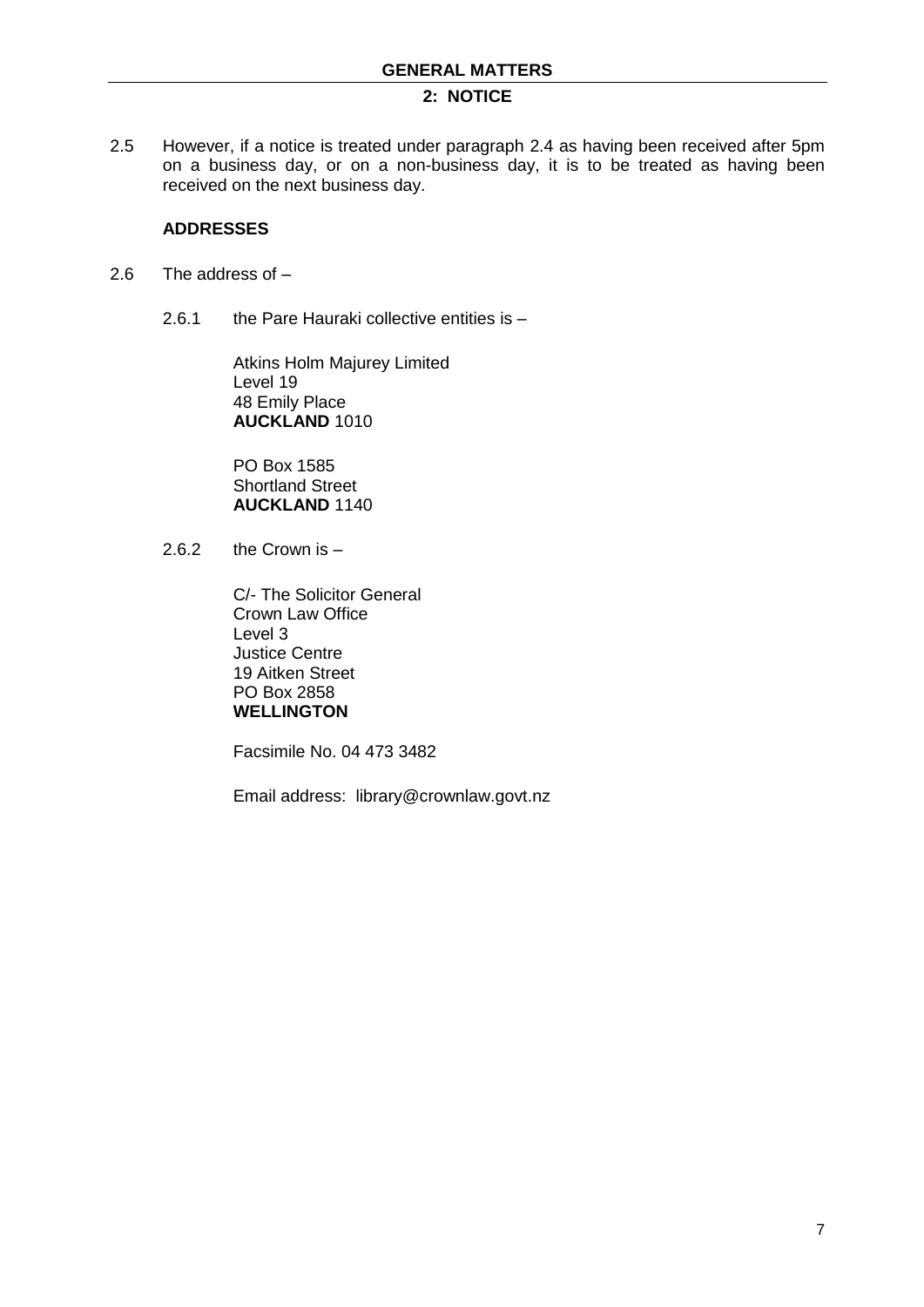2.5 However, if a notice is treated under paragraph 2.4 as having been received after 5pm on a business day, or on a non-business day, it is to be treated as having been received on the next business day.

**ADDRESSES**

2.6 The address of –

2.6.1 the Pare Hauraki collective entities is –

Atkins Holm Majurey Limited
Level 19
48 Emily Place
**AUCKLAND** 1010

PO Box 1585
Shortland Street
**AUCKLAND** 1140

2.6.2 the Crown is –

C/- The Solicitor General
Crown Law Office
Level 3
Justice Centre
19 Aitken Street
PO Box 2858
**WELLINGTON**

Facsimile No. 04 473 3482

Email address: library@crownlaw.govt.nz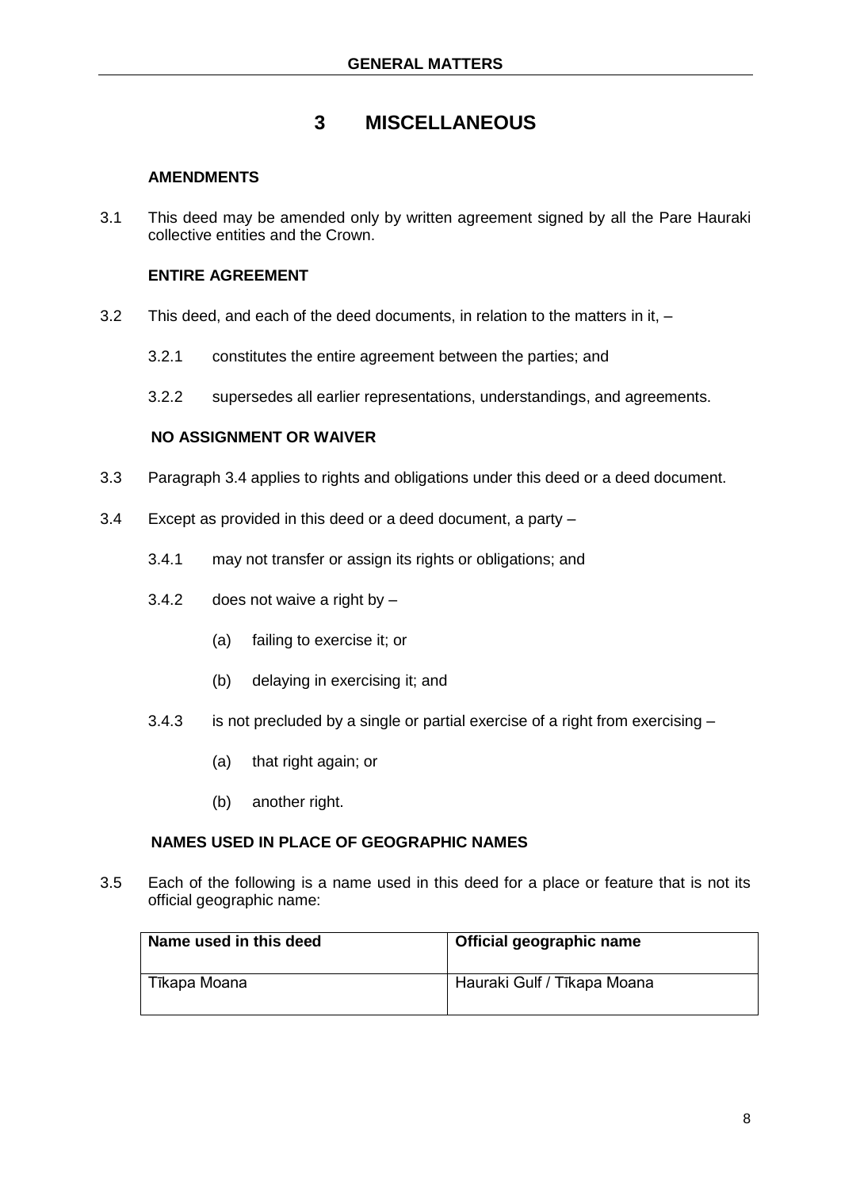# 3 MISCELLANEOUS

### AMENDMENTS

3.1 This deed may be amended only by written agreement signed by all the Pare Hauraki collective entities and the Crown.

### ENTIRE AGREEMENT

3.2 This deed, and each of the deed documents, in relation to the matters in it, –

3.2.1 constitutes the entire agreement between the parties; and

3.2.2 supersedes all earlier representations, understandings, and agreements.

### NO ASSIGNMENT OR WAIVER

3.3 Paragraph 3.4 applies to rights and obligations under this deed or a deed document.

3.4 Except as provided in this deed or a deed document, a party –

3.4.1 may not transfer or assign its rights or obligations; and

3.4.2 does not waive a right by –

(a) failing to exercise it; or

(b) delaying in exercising it; and

3.4.3 is not precluded by a single or partial exercise of a right from exercising –

(a) that right again; or

(b) another right.

### NAMES USED IN PLACE OF GEOGRAPHIC NAMES

3.5 Each of the following is a name used in this deed for a place or feature that is not its official geographic name:

| Name used in this deed | Official geographic name |
|---|---|
| Tīkapa Moana | Hauraki Gulf / Tīkapa Moana |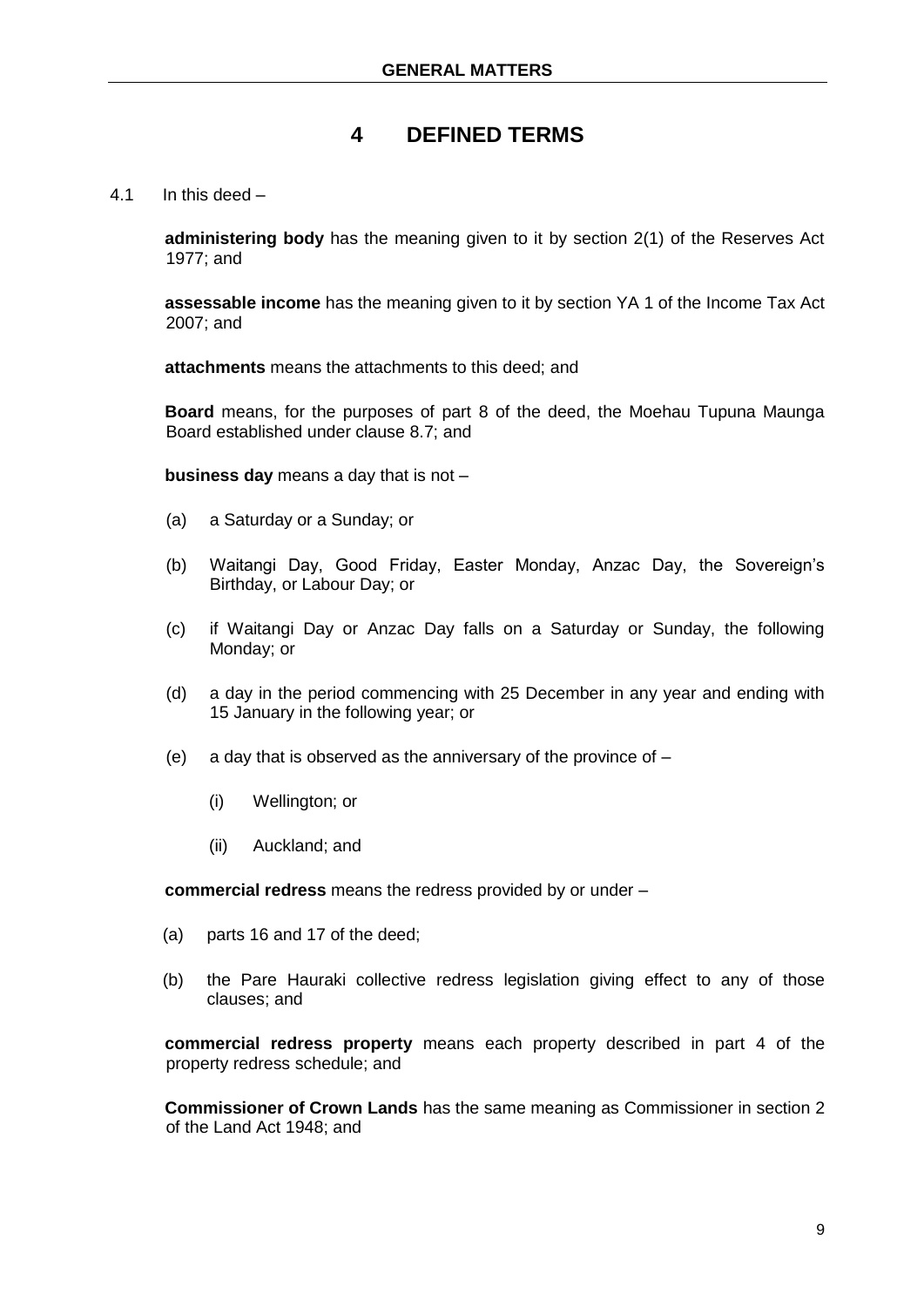# 4 DEFINED TERMS

4.1 In this deed –

**administering body** has the meaning given to it by section 2(1) of the Reserves Act 1977; and

**assessable income** has the meaning given to it by section YA 1 of the Income Tax Act 2007; and

**attachments** means the attachments to this deed; and

**Board** means, for the purposes of part 8 of the deed, the Moehau Tupuna Maunga Board established under clause 8.7; and

**business day** means a day that is not –

(a) a Saturday or a Sunday; or

(b) Waitangi Day, Good Friday, Easter Monday, Anzac Day, the Sovereign's Birthday, or Labour Day; or

(c) if Waitangi Day or Anzac Day falls on a Saturday or Sunday, the following Monday; or

(d) a day in the period commencing with 25 December in any year and ending with 15 January in the following year; or

(e) a day that is observed as the anniversary of the province of –

  (i) Wellington; or

  (ii) Auckland; and

**commercial redress** means the redress provided by or under –

(a) parts 16 and 17 of the deed;

(b) the Pare Hauraki collective redress legislation giving effect to any of those clauses; and

**commercial redress property** means each property described in part 4 of the property redress schedule; and

**Commissioner of Crown Lands** has the same meaning as Commissioner in section 2 of the Land Act 1948; and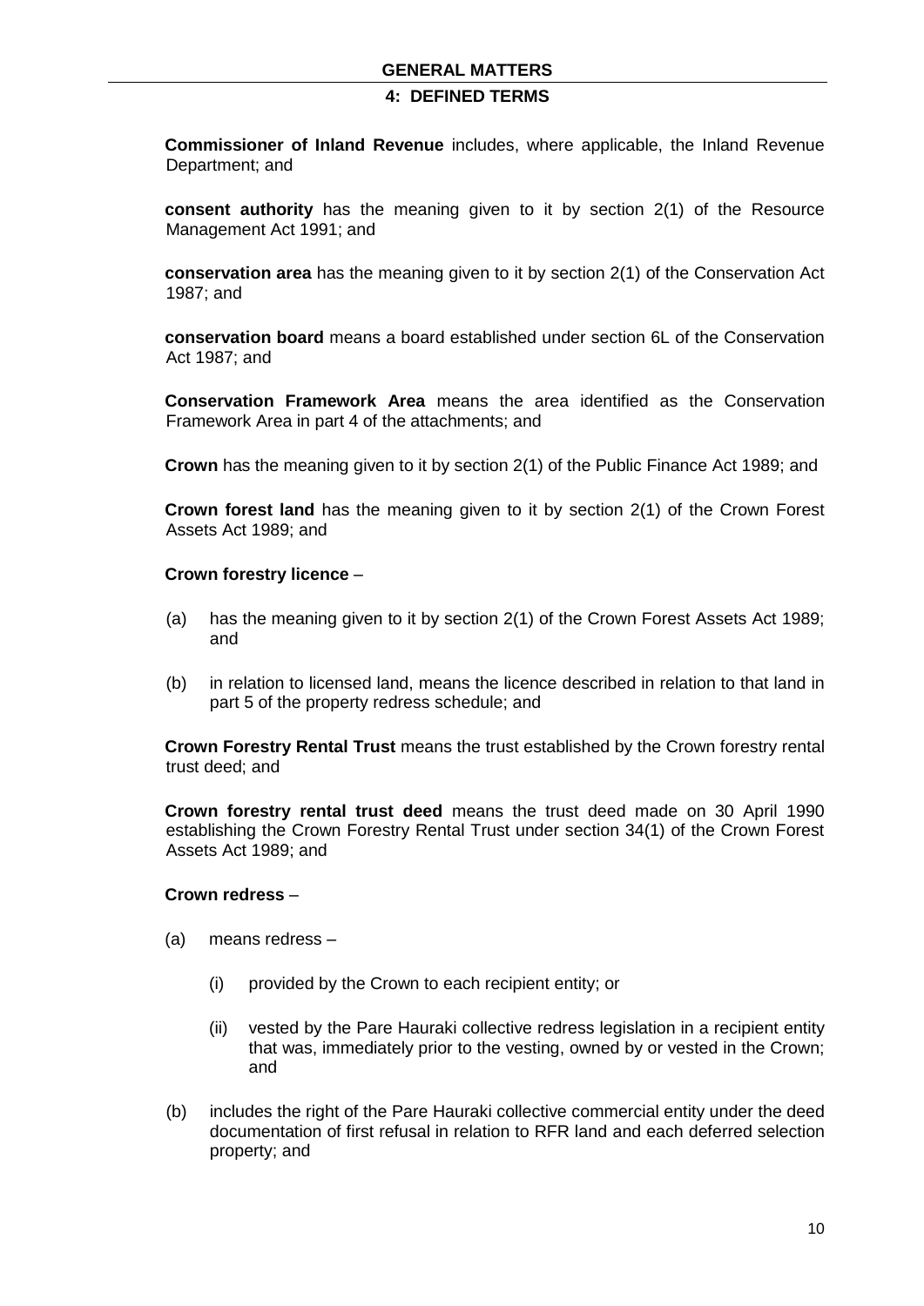**Commissioner of Inland Revenue** includes, where applicable, the Inland Revenue Department; and

**consent authority** has the meaning given to it by section 2(1) of the Resource Management Act 1991; and

**conservation area** has the meaning given to it by section 2(1) of the Conservation Act 1987; and

**conservation board** means a board established under section 6L of the Conservation Act 1987; and

**Conservation Framework Area** means the area identified as the Conservation Framework Area in part 4 of the attachments; and

**Crown** has the meaning given to it by section 2(1) of the Public Finance Act 1989; and

**Crown forest land** has the meaning given to it by section 2(1) of the Crown Forest Assets Act 1989; and

**Crown forestry licence** –

(a) has the meaning given to it by section 2(1) of the Crown Forest Assets Act 1989; and

(b) in relation to licensed land, means the licence described in relation to that land in part 5 of the property redress schedule; and

**Crown Forestry Rental Trust** means the trust established by the Crown forestry rental trust deed; and

**Crown forestry rental trust deed** means the trust deed made on 30 April 1990 establishing the Crown Forestry Rental Trust under section 34(1) of the Crown Forest Assets Act 1989; and

**Crown redress** –

(a) means redress –

  (i) provided by the Crown to each recipient entity; or

  (ii) vested by the Pare Hauraki collective redress legislation in a recipient entity that was, immediately prior to the vesting, owned by or vested in the Crown; and

(b) includes the right of the Pare Hauraki collective commercial entity under the deed documentation of first refusal in relation to RFR land and each deferred selection property; and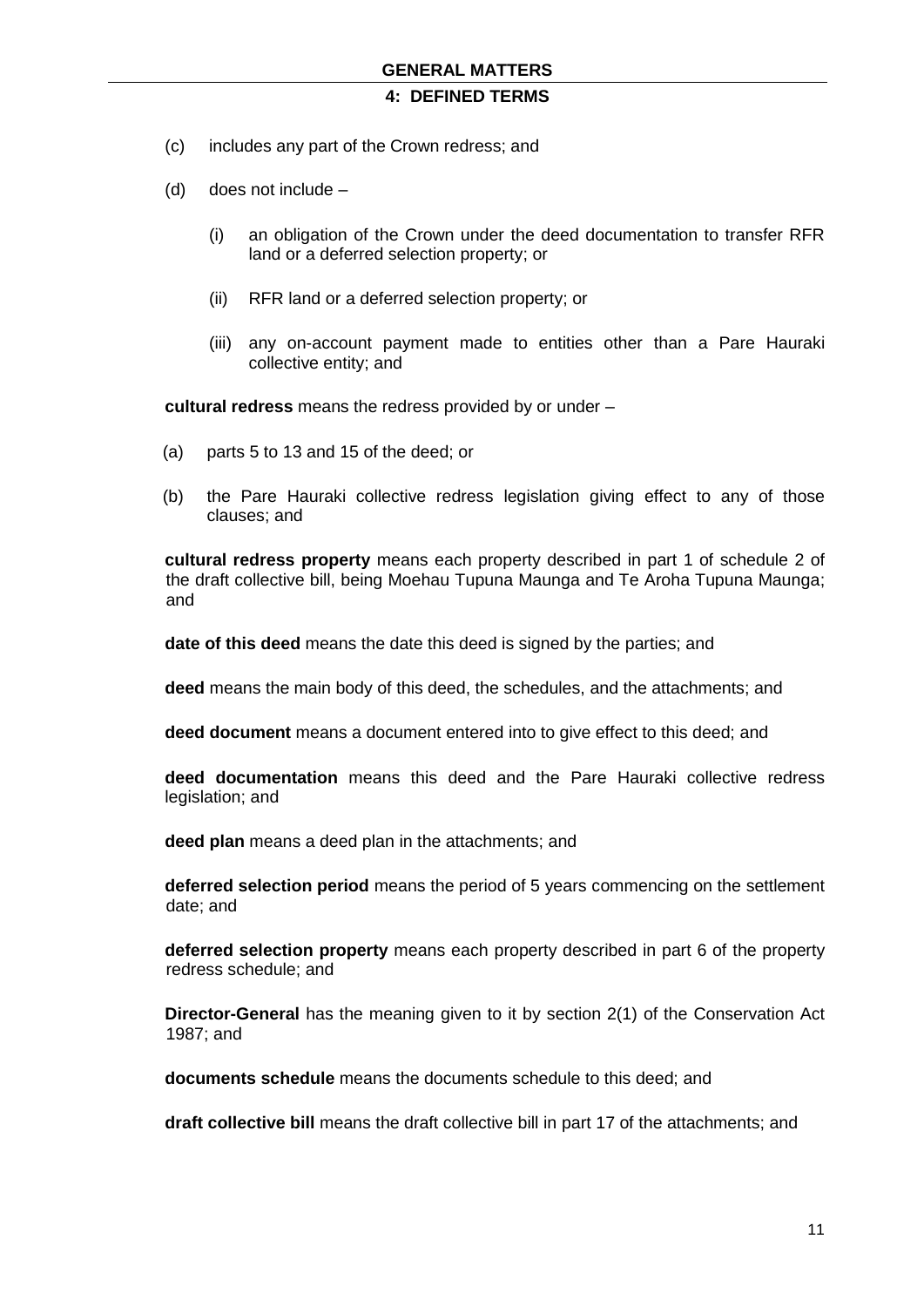(c) includes any part of the Crown redress; and

(d) does not include –

  (i) an obligation of the Crown under the deed documentation to transfer RFR land or a deferred selection property; or

  (ii) RFR land or a deferred selection property; or

  (iii) any on-account payment made to entities other than a Pare Hauraki collective entity; and

**cultural redress** means the redress provided by or under –

(a) parts 5 to 13 and 15 of the deed; or

(b) the Pare Hauraki collective redress legislation giving effect to any of those clauses; and

**cultural redress property** means each property described in part 1 of schedule 2 of the draft collective bill, being Moehau Tupuna Maunga and Te Aroha Tupuna Maunga; and

**date of this deed** means the date this deed is signed by the parties; and

**deed** means the main body of this deed, the schedules, and the attachments; and

**deed document** means a document entered into to give effect to this deed; and

**deed documentation** means this deed and the Pare Hauraki collective redress legislation; and

**deed plan** means a deed plan in the attachments; and

**deferred selection period** means the period of 5 years commencing on the settlement date; and

**deferred selection property** means each property described in part 6 of the property redress schedule; and

**Director-General** has the meaning given to it by section 2(1) of the Conservation Act 1987; and

**documents schedule** means the documents schedule to this deed; and

**draft collective bill** means the draft collective bill in part 17 of the attachments; and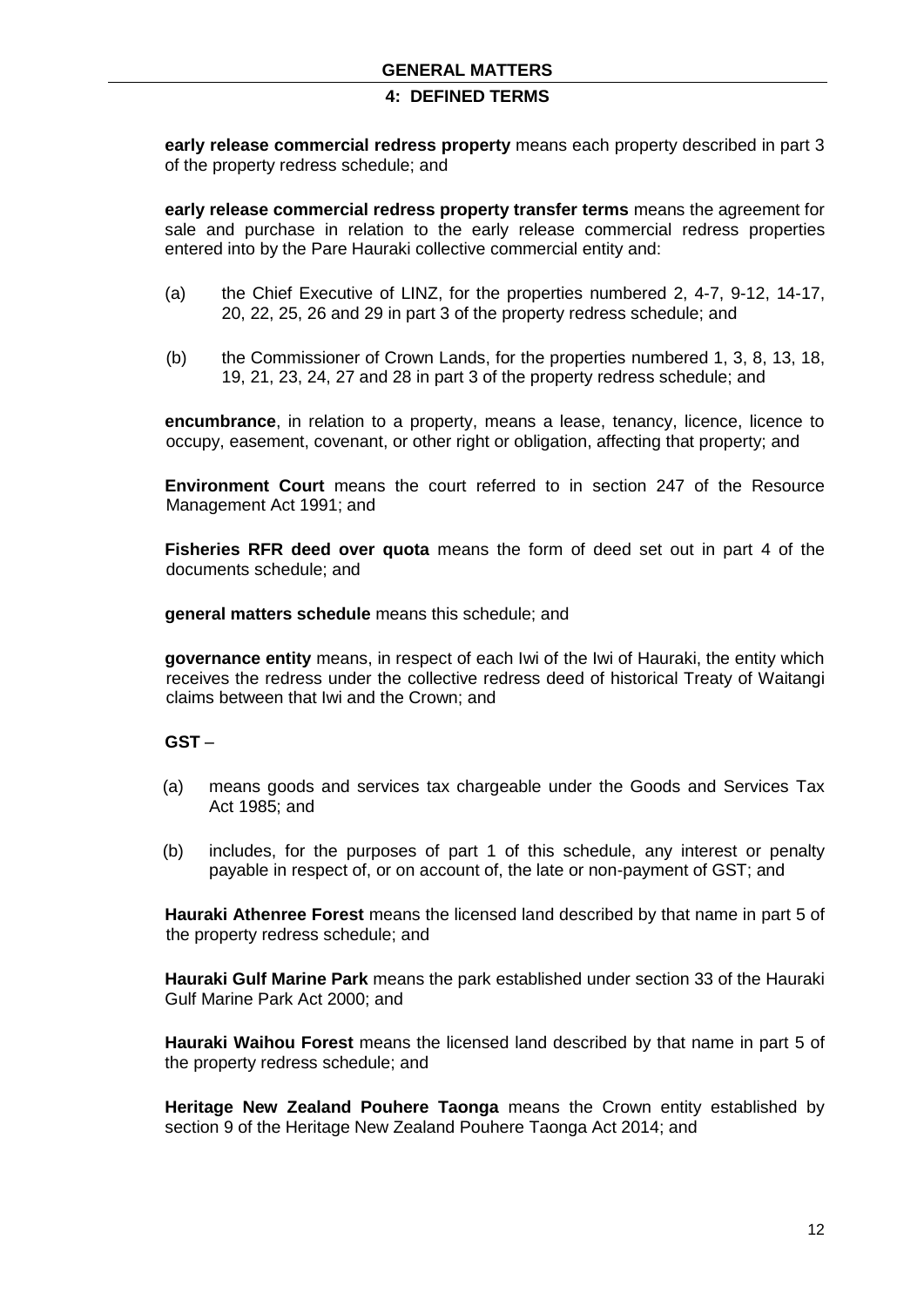**early release commercial redress property** means each property described in part 3 of the property redress schedule; and

**early release commercial redress property transfer terms** means the agreement for sale and purchase in relation to the early release commercial redress properties entered into by the Pare Hauraki collective commercial entity and:

(a) the Chief Executive of LINZ, for the properties numbered 2, 4-7, 9-12, 14-17, 20, 22, 25, 26 and 29 in part 3 of the property redress schedule; and

(b) the Commissioner of Crown Lands, for the properties numbered 1, 3, 8, 13, 18, 19, 21, 23, 24, 27 and 28 in part 3 of the property redress schedule; and

**encumbrance**, in relation to a property, means a lease, tenancy, licence, licence to occupy, easement, covenant, or other right or obligation, affecting that property; and

**Environment Court** means the court referred to in section 247 of the Resource Management Act 1991; and

**Fisheries RFR deed over quota** means the form of deed set out in part 4 of the documents schedule; and

**general matters schedule** means this schedule; and

**governance entity** means, in respect of each Iwi of the Iwi of Hauraki, the entity which receives the redress under the collective redress deed of historical Treaty of Waitangi claims between that Iwi and the Crown; and

**GST** –

(a) means goods and services tax chargeable under the Goods and Services Tax Act 1985; and

(b) includes, for the purposes of part 1 of this schedule, any interest or penalty payable in respect of, or on account of, the late or non-payment of GST; and

**Hauraki Athenree Forest** means the licensed land described by that name in part 5 of the property redress schedule; and

**Hauraki Gulf Marine Park** means the park established under section 33 of the Hauraki Gulf Marine Park Act 2000; and

**Hauraki Waihou Forest** means the licensed land described by that name in part 5 of the property redress schedule; and

**Heritage New Zealand Pouhere Taonga** means the Crown entity established by section 9 of the Heritage New Zealand Pouhere Taonga Act 2014; and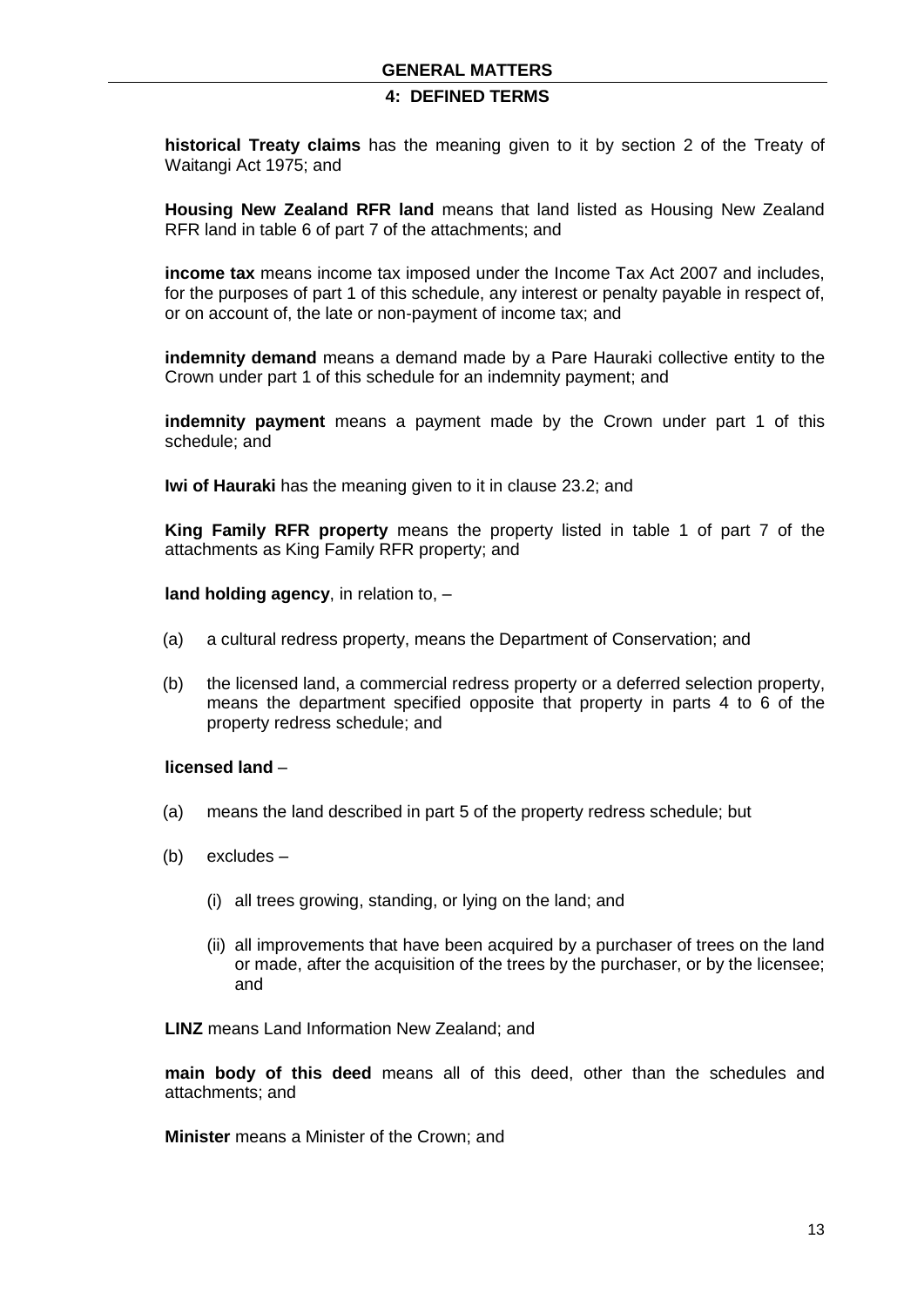**historical Treaty claims** has the meaning given to it by section 2 of the Treaty of Waitangi Act 1975; and

**Housing New Zealand RFR land** means that land listed as Housing New Zealand RFR land in table 6 of part 7 of the attachments; and

**income tax** means income tax imposed under the Income Tax Act 2007 and includes, for the purposes of part 1 of this schedule, any interest or penalty payable in respect of, or on account of, the late or non-payment of income tax; and

**indemnity demand** means a demand made by a Pare Hauraki collective entity to the Crown under part 1 of this schedule for an indemnity payment; and

**indemnity payment** means a payment made by the Crown under part 1 of this schedule; and

**Iwi of Hauraki** has the meaning given to it in clause 23.2; and

**King Family RFR property** means the property listed in table 1 of part 7 of the attachments as King Family RFR property; and

**land holding agency**, in relation to, –

(a) a cultural redress property, means the Department of Conservation; and

(b) the licensed land, a commercial redress property or a deferred selection property, means the department specified opposite that property in parts 4 to 6 of the property redress schedule; and

**licensed land** –

(a) means the land described in part 5 of the property redress schedule; but

(b) excludes –

(i) all trees growing, standing, or lying on the land; and

(ii) all improvements that have been acquired by a purchaser of trees on the land or made, after the acquisition of the trees by the purchaser, or by the licensee; and

**LINZ** means Land Information New Zealand; and

**main body of this deed** means all of this deed, other than the schedules and attachments; and

**Minister** means a Minister of the Crown; and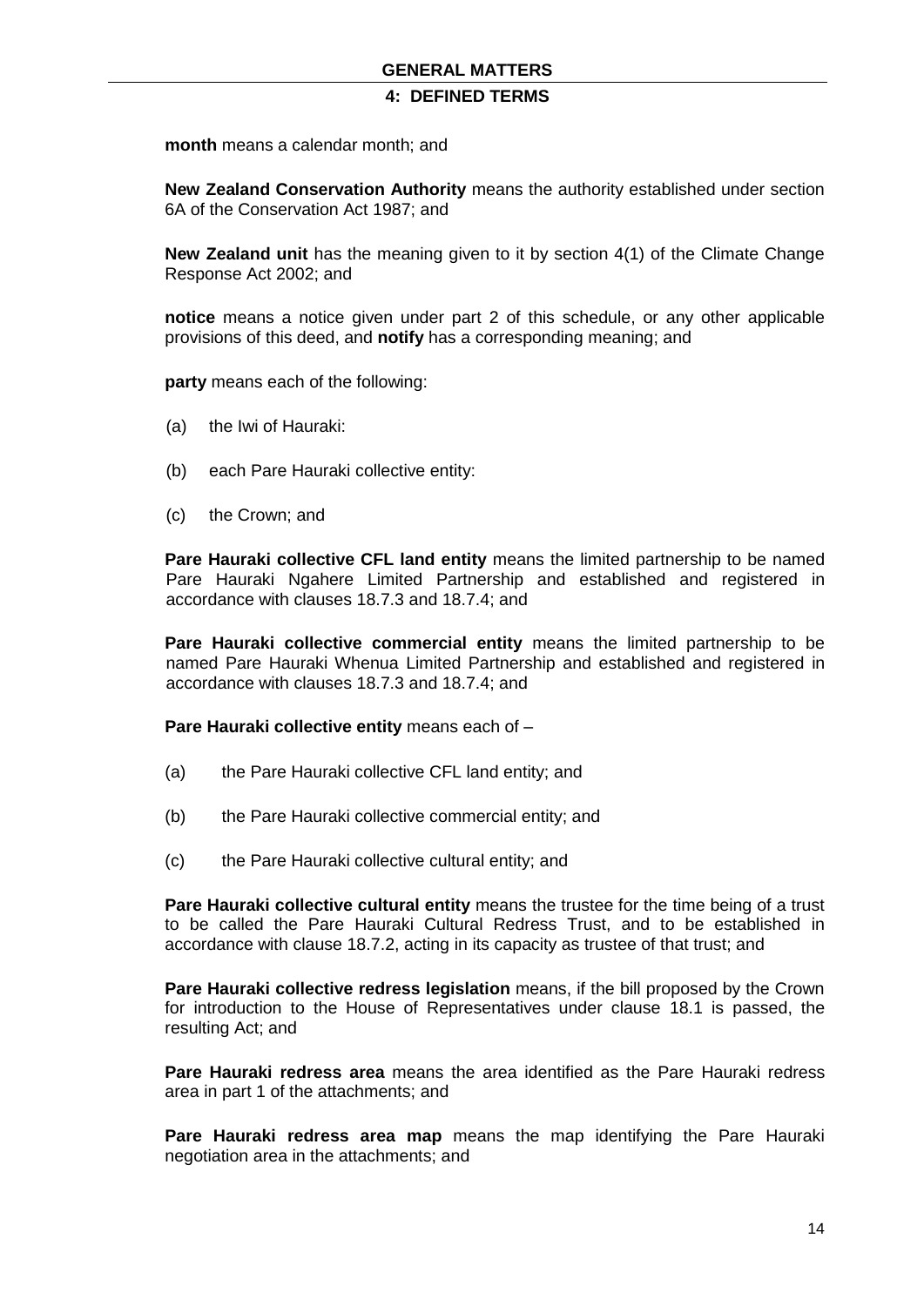**month** means a calendar month; and

**New Zealand Conservation Authority** means the authority established under section 6A of the Conservation Act 1987; and

**New Zealand unit** has the meaning given to it by section 4(1) of the Climate Change Response Act 2002; and

**notice** means a notice given under part 2 of this schedule, or any other applicable provisions of this deed, and **notify** has a corresponding meaning; and

**party** means each of the following:

(a) the Iwi of Hauraki:

(b) each Pare Hauraki collective entity:

(c) the Crown; and

**Pare Hauraki collective CFL land entity** means the limited partnership to be named Pare Hauraki Ngahere Limited Partnership and established and registered in accordance with clauses 18.7.3 and 18.7.4; and

**Pare Hauraki collective commercial entity** means the limited partnership to be named Pare Hauraki Whenua Limited Partnership and established and registered in accordance with clauses 18.7.3 and 18.7.4; and

**Pare Hauraki collective entity** means each of –

(a) the Pare Hauraki collective CFL land entity; and

(b) the Pare Hauraki collective commercial entity; and

(c) the Pare Hauraki collective cultural entity; and

**Pare Hauraki collective cultural entity** means the trustee for the time being of a trust to be called the Pare Hauraki Cultural Redress Trust, and to be established in accordance with clause 18.7.2, acting in its capacity as trustee of that trust; and

**Pare Hauraki collective redress legislation** means, if the bill proposed by the Crown for introduction to the House of Representatives under clause 18.1 is passed, the resulting Act; and

**Pare Hauraki redress area** means the area identified as the Pare Hauraki redress area in part 1 of the attachments; and

**Pare Hauraki redress area map** means the map identifying the Pare Hauraki negotiation area in the attachments; and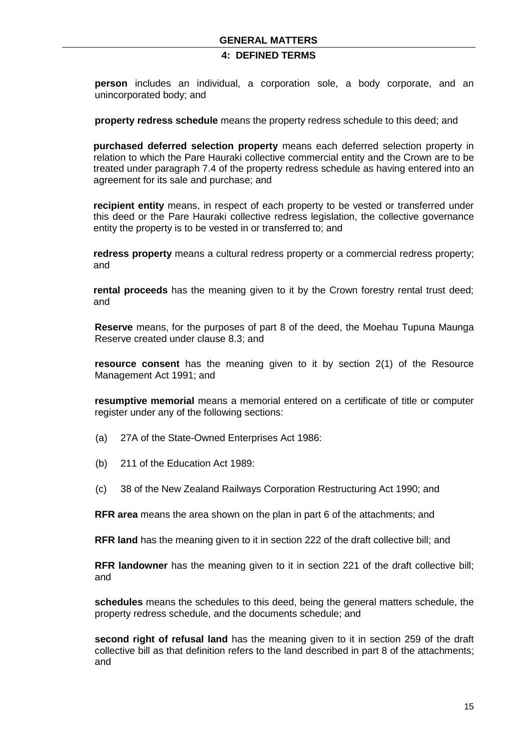**person** includes an individual, a corporation sole, a body corporate, and an unincorporated body; and

**property redress schedule** means the property redress schedule to this deed; and

**purchased deferred selection property** means each deferred selection property in relation to which the Pare Hauraki collective commercial entity and the Crown are to be treated under paragraph 7.4 of the property redress schedule as having entered into an agreement for its sale and purchase; and

**recipient entity** means, in respect of each property to be vested or transferred under this deed or the Pare Hauraki collective redress legislation, the collective governance entity the property is to be vested in or transferred to; and

**redress property** means a cultural redress property or a commercial redress property; and

**rental proceeds** has the meaning given to it by the Crown forestry rental trust deed; and

**Reserve** means, for the purposes of part 8 of the deed, the Moehau Tupuna Maunga Reserve created under clause 8.3; and

**resource consent** has the meaning given to it by section 2(1) of the Resource Management Act 1991; and

**resumptive memorial** means a memorial entered on a certificate of title or computer register under any of the following sections:

(a) 27A of the State-Owned Enterprises Act 1986:

(b) 211 of the Education Act 1989:

(c) 38 of the New Zealand Railways Corporation Restructuring Act 1990; and

**RFR area** means the area shown on the plan in part 6 of the attachments; and

**RFR land** has the meaning given to it in section 222 of the draft collective bill; and

**RFR landowner** has the meaning given to it in section 221 of the draft collective bill; and

**schedules** means the schedules to this deed, being the general matters schedule, the property redress schedule, and the documents schedule; and

**second right of refusal land** has the meaning given to it in section 259 of the draft collective bill as that definition refers to the land described in part 8 of the attachments; and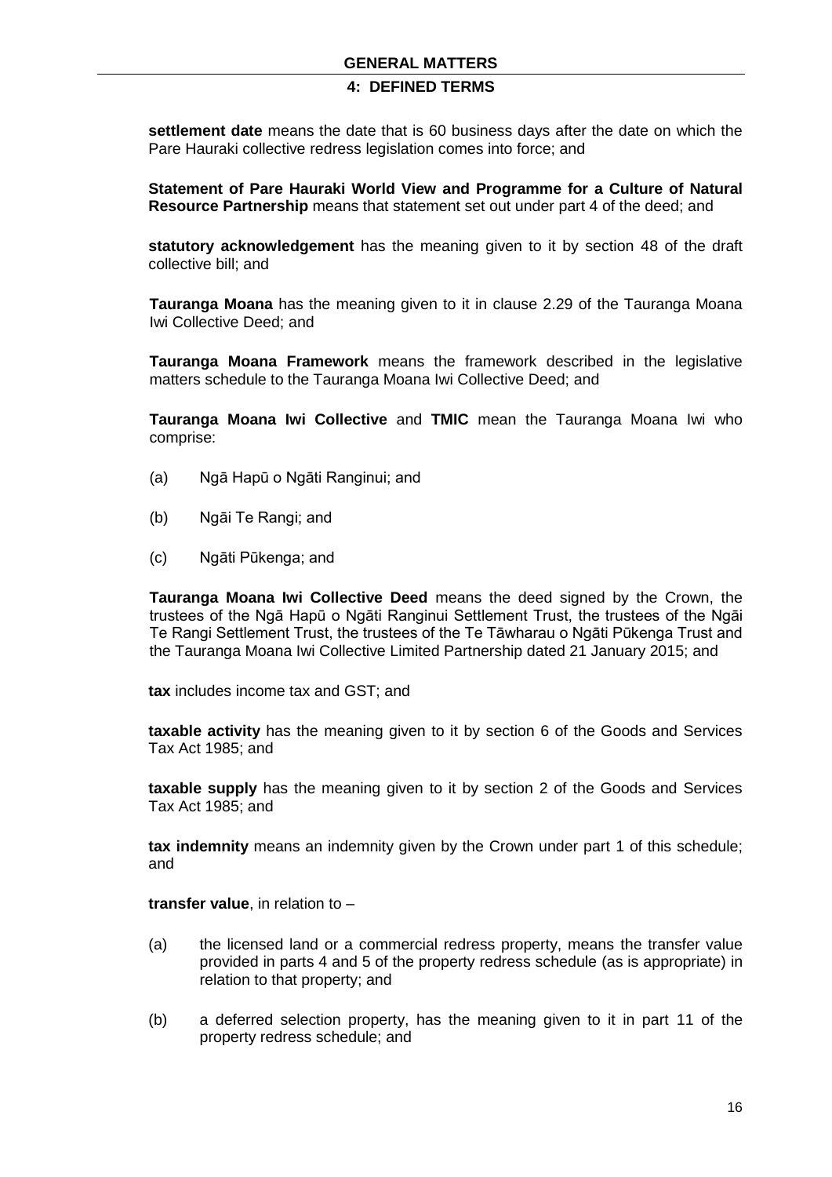**settlement date** means the date that is 60 business days after the date on which the Pare Hauraki collective redress legislation comes into force; and

**Statement of Pare Hauraki World View and Programme for a Culture of Natural Resource Partnership** means that statement set out under part 4 of the deed; and

**statutory acknowledgement** has the meaning given to it by section 48 of the draft collective bill; and

**Tauranga Moana** has the meaning given to it in clause 2.29 of the Tauranga Moana Iwi Collective Deed; and

**Tauranga Moana Framework** means the framework described in the legislative matters schedule to the Tauranga Moana Iwi Collective Deed; and

**Tauranga Moana Iwi Collective** and **TMIC** mean the Tauranga Moana Iwi who comprise:

(a) Ngā Hapū o Ngāti Ranginui; and

(b) Ngāi Te Rangi; and

(c) Ngāti Pūkenga; and

**Tauranga Moana Iwi Collective Deed** means the deed signed by the Crown, the trustees of the Ngā Hapū o Ngāti Ranginui Settlement Trust, the trustees of the Ngāi Te Rangi Settlement Trust, the trustees of the Te Tāwharau o Ngāti Pūkenga Trust and the Tauranga Moana Iwi Collective Limited Partnership dated 21 January 2015; and

**tax** includes income tax and GST; and

**taxable activity** has the meaning given to it by section 6 of the Goods and Services Tax Act 1985; and

**taxable supply** has the meaning given to it by section 2 of the Goods and Services Tax Act 1985; and

**tax indemnity** means an indemnity given by the Crown under part 1 of this schedule; and

**transfer value**, in relation to –

(a) the licensed land or a commercial redress property, means the transfer value provided in parts 4 and 5 of the property redress schedule (as is appropriate) in relation to that property; and

(b) a deferred selection property, has the meaning given to it in part 11 of the property redress schedule; and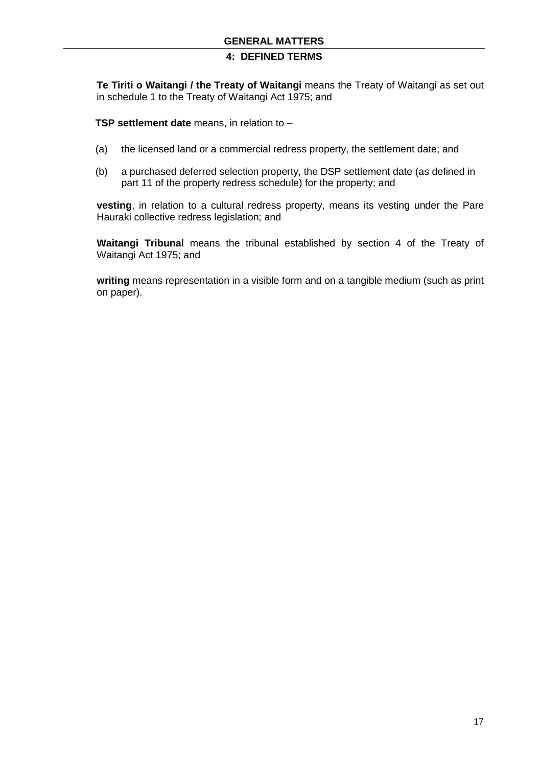**Te Tiriti o Waitangi / the Treaty of Waitangi** means the Treaty of Waitangi as set out in schedule 1 to the Treaty of Waitangi Act 1975; and

**TSP settlement date** means, in relation to –

(a) the licensed land or a commercial redress property, the settlement date; and

(b) a purchased deferred selection property, the DSP settlement date (as defined in part 11 of the property redress schedule) for the property; and

**vesting**, in relation to a cultural redress property, means its vesting under the Pare Hauraki collective redress legislation; and

**Waitangi Tribunal** means the tribunal established by section 4 of the Treaty of Waitangi Act 1975; and

**writing** means representation in a visible form and on a tangible medium (such as print on paper).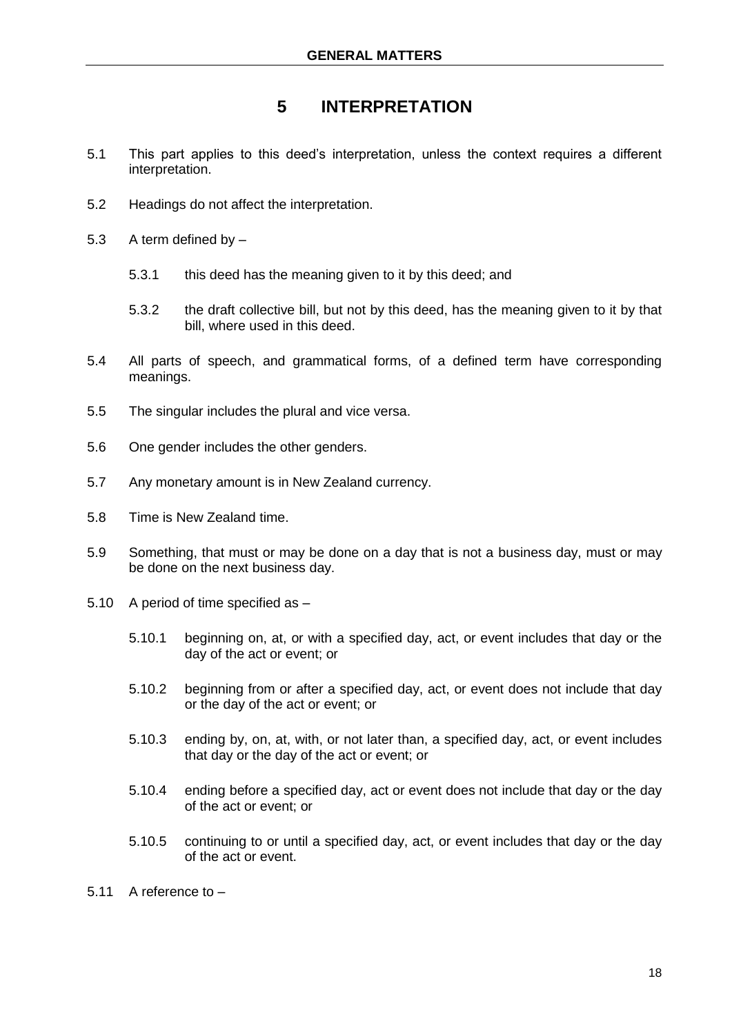# 5 INTERPRETATION

5.1 This part applies to this deed's interpretation, unless the context requires a different interpretation.

5.2 Headings do not affect the interpretation.

5.3 A term defined by –

5.3.1 this deed has the meaning given to it by this deed; and

5.3.2 the draft collective bill, but not by this deed, has the meaning given to it by that bill, where used in this deed.

5.4 All parts of speech, and grammatical forms, of a defined term have corresponding meanings.

5.5 The singular includes the plural and vice versa.

5.6 One gender includes the other genders.

5.7 Any monetary amount is in New Zealand currency.

5.8 Time is New Zealand time.

5.9 Something, that must or may be done on a day that is not a business day, must or may be done on the next business day.

5.10 A period of time specified as –

5.10.1 beginning on, at, or with a specified day, act, or event includes that day or the day of the act or event; or

5.10.2 beginning from or after a specified day, act, or event does not include that day or the day of the act or event; or

5.10.3 ending by, on, at, with, or not later than, a specified day, act, or event includes that day or the day of the act or event; or

5.10.4 ending before a specified day, act or event does not include that day or the day of the act or event; or

5.10.5 continuing to or until a specified day, act, or event includes that day or the day of the act or event.

5.11 A reference to –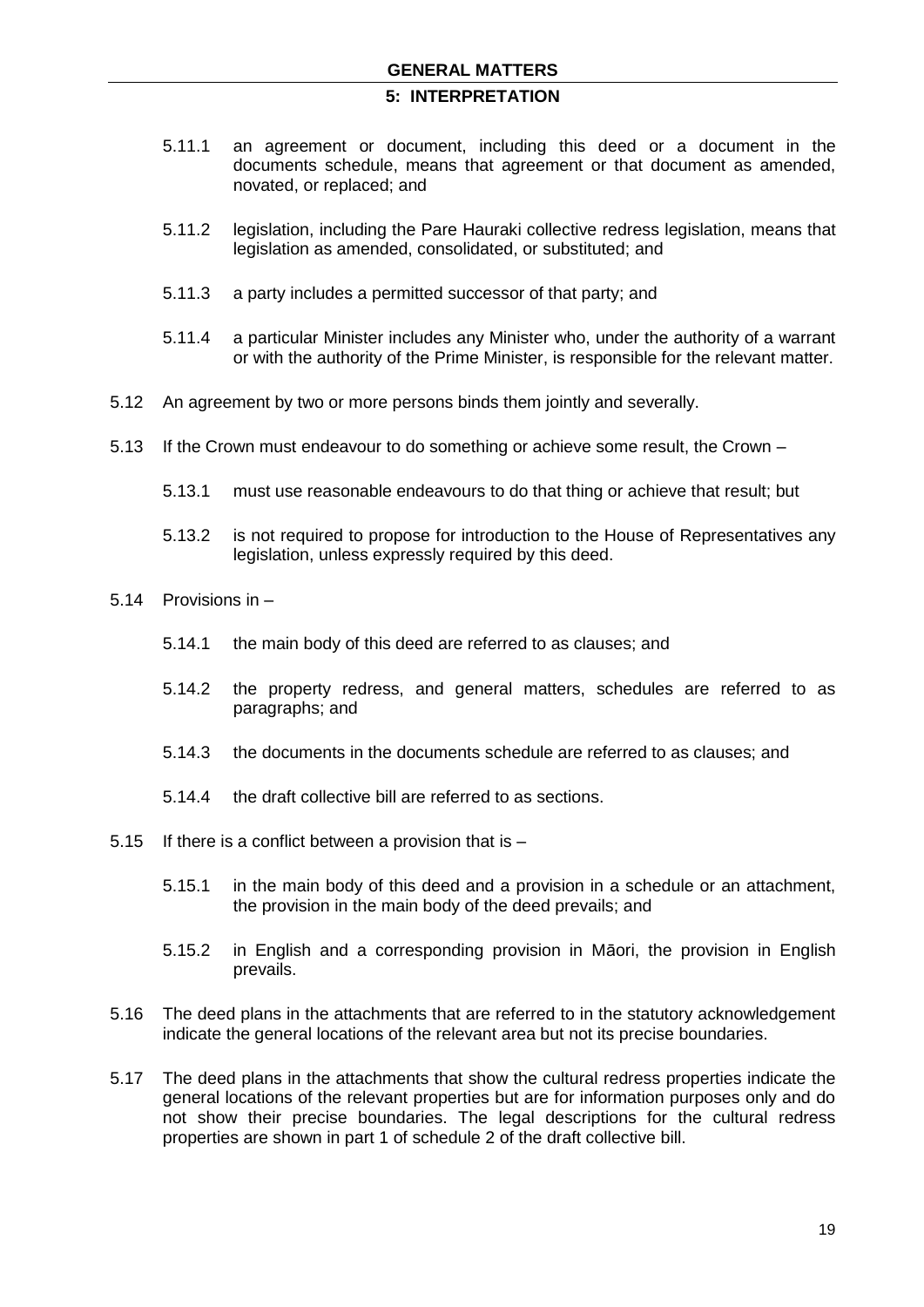5.11.1 an agreement or document, including this deed or a document in the documents schedule, means that agreement or that document as amended, novated, or replaced; and

5.11.2 legislation, including the Pare Hauraki collective redress legislation, means that legislation as amended, consolidated, or substituted; and

5.11.3 a party includes a permitted successor of that party; and

5.11.4 a particular Minister includes any Minister who, under the authority of a warrant or with the authority of the Prime Minister, is responsible for the relevant matter.

5.12 An agreement by two or more persons binds them jointly and severally.

5.13 If the Crown must endeavour to do something or achieve some result, the Crown –

5.13.1 must use reasonable endeavours to do that thing or achieve that result; but

5.13.2 is not required to propose for introduction to the House of Representatives any legislation, unless expressly required by this deed.

5.14 Provisions in –

5.14.1 the main body of this deed are referred to as clauses; and

5.14.2 the property redress, and general matters, schedules are referred to as paragraphs; and

5.14.3 the documents in the documents schedule are referred to as clauses; and

5.14.4 the draft collective bill are referred to as sections.

5.15 If there is a conflict between a provision that is –

5.15.1 in the main body of this deed and a provision in a schedule or an attachment, the provision in the main body of the deed prevails; and

5.15.2 in English and a corresponding provision in Māori, the provision in English prevails.

5.16 The deed plans in the attachments that are referred to in the statutory acknowledgement indicate the general locations of the relevant area but not its precise boundaries.

5.17 The deed plans in the attachments that show the cultural redress properties indicate the general locations of the relevant properties but are for information purposes only and do not show their precise boundaries. The legal descriptions for the cultural redress properties are shown in part 1 of schedule 2 of the draft collective bill.